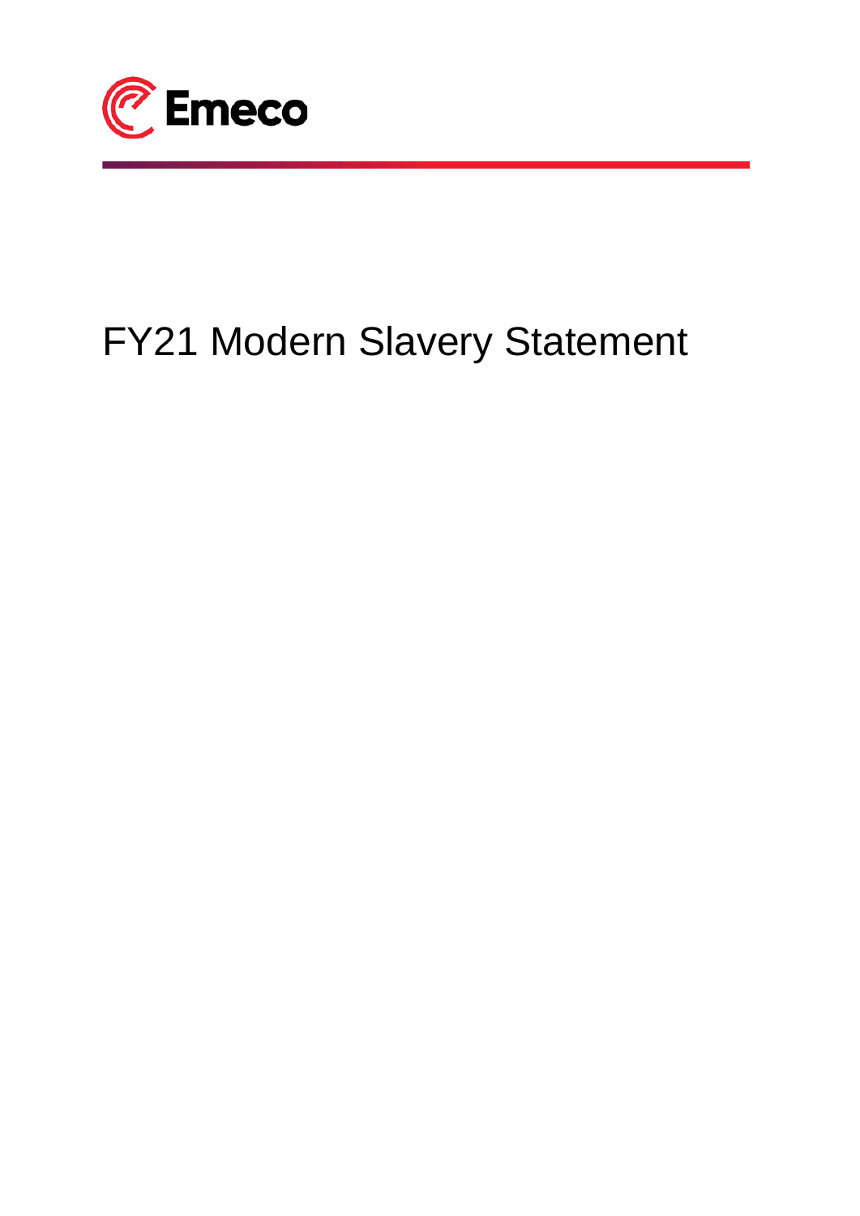Emeco

# FY21 Modern Slavery Statement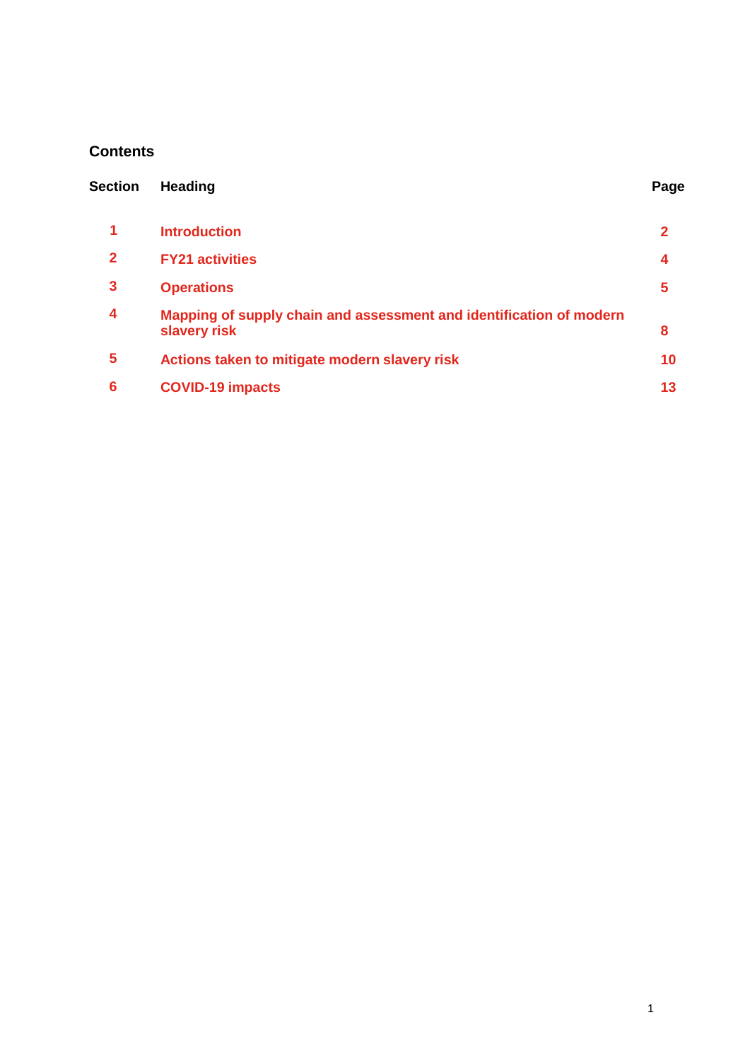## Contents

| Section | Heading | Page |
|---|---|---|
| **1** | **Introduction** | **2** |
| **2** | **FY21 activities** | **4** |
| **3** | **Operations** | **5** |
| **4** | **Mapping of supply chain and assessment and identification of modern slavery risk** | **8** |
| **5** | **Actions taken to mitigate modern slavery risk** | **10** |
| **6** | **COVID-19 impacts** | **13** |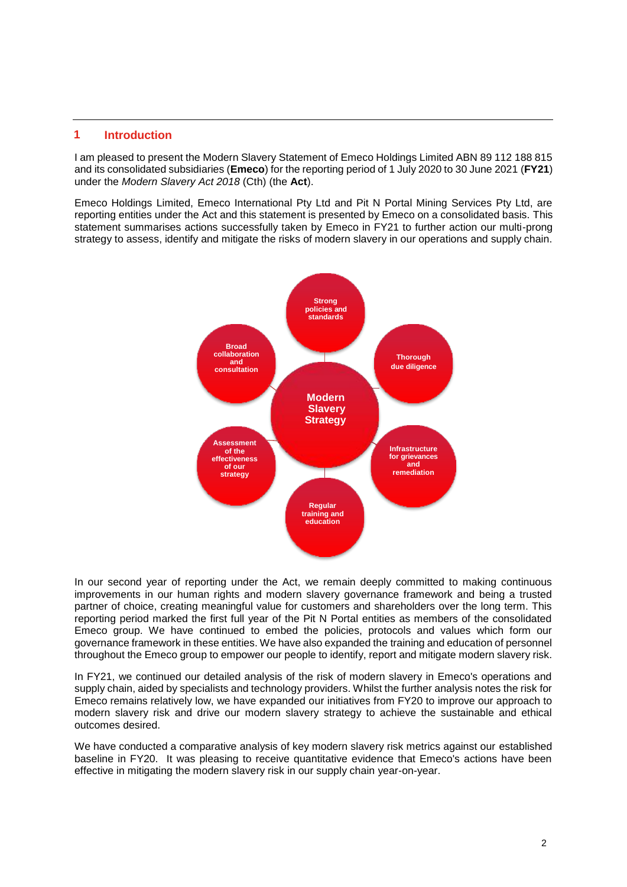## 1 Introduction

I am pleased to present the Modern Slavery Statement of Emeco Holdings Limited ABN 89 112 188 815 and its consolidated subsidiaries (**Emeco**) for the reporting period of 1 July 2020 to 30 June 2021 (**FY21**) under the *Modern Slavery Act 2018* (Cth) (the **Act**).

Emeco Holdings Limited, Emeco International Pty Ltd and Pit N Portal Mining Services Pty Ltd, are reporting entities under the Act and this statement is presented by Emeco on a consolidated basis. This statement summarises actions successfully taken by Emeco in FY21 to further action our multi-prong strategy to assess, identify and mitigate the risks of modern slavery in our operations and supply chain.

**Modern Slavery Strategy**

- Strong policies and standards
- Thorough due diligence
- Infrastructure for grievances and remediation
- Regular training and education
- Assessment of the effectiveness of our strategy
- Broad collaboration and consultation

In our second year of reporting under the Act, we remain deeply committed to making continuous improvements in our human rights and modern slavery governance framework and being a trusted partner of choice, creating meaningful value for customers and shareholders over the long term. This reporting period marked the first full year of the Pit N Portal entities as members of the consolidated Emeco group. We have continued to embed the policies, protocols and values which form our governance framework in these entities. We have also expanded the training and education of personnel throughout the Emeco group to empower our people to identify, report and mitigate modern slavery risk.

In FY21, we continued our detailed analysis of the risk of modern slavery in Emeco's operations and supply chain, aided by specialists and technology providers. Whilst the further analysis notes the risk for Emeco remains relatively low, we have expanded our initiatives from FY20 to improve our approach to modern slavery risk and drive our modern slavery strategy to achieve the sustainable and ethical outcomes desired.

We have conducted a comparative analysis of key modern slavery risk metrics against our established baseline in FY20. It was pleasing to receive quantitative evidence that Emeco's actions have been effective in mitigating the modern slavery risk in our supply chain year-on-year.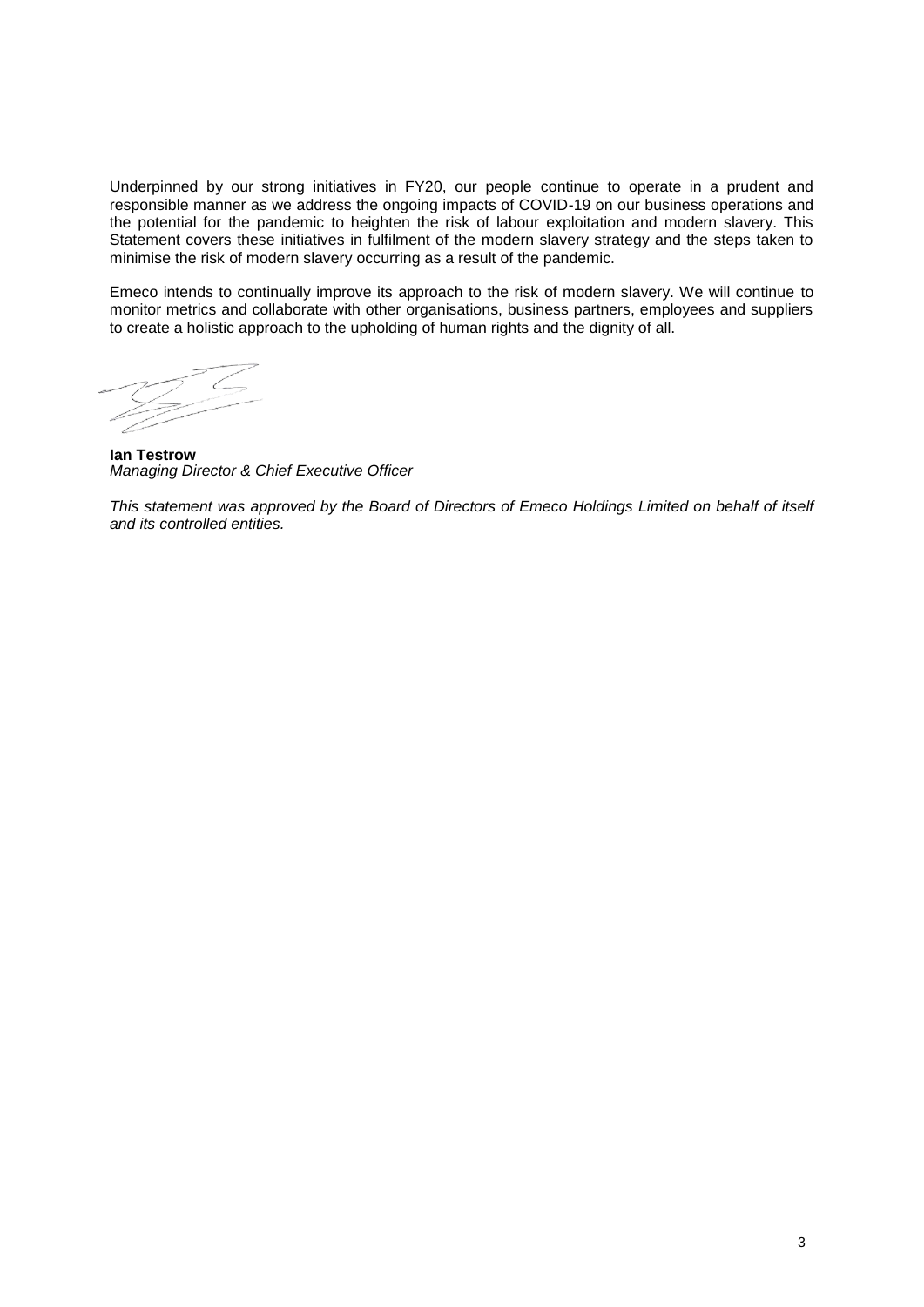Underpinned by our strong initiatives in FY20, our people continue to operate in a prudent and responsible manner as we address the ongoing impacts of COVID-19 on our business operations and the potential for the pandemic to heighten the risk of labour exploitation and modern slavery. This Statement covers these initiatives in fulfilment of the modern slavery strategy and the steps taken to minimise the risk of modern slavery occurring as a result of the pandemic.

Emeco intends to continually improve its approach to the risk of modern slavery. We will continue to monitor metrics and collaborate with other organisations, business partners, employees and suppliers to create a holistic approach to the upholding of human rights and the dignity of all.

**Ian Testrow**
*Managing Director & Chief Executive Officer*

*This statement was approved by the Board of Directors of Emeco Holdings Limited on behalf of itself and its controlled entities.*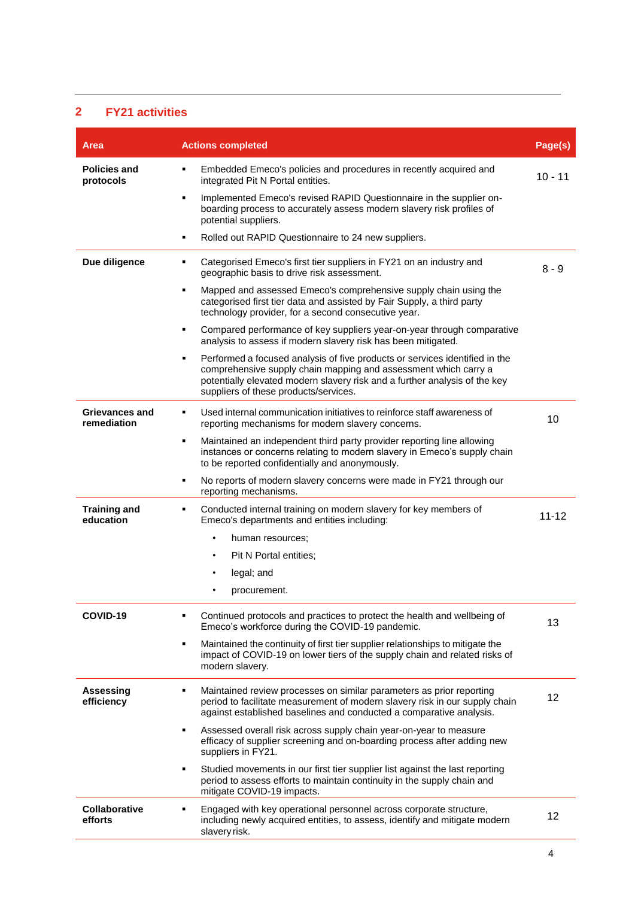## 2 FY21 activities

| Area | Actions completed | Page(s) |
|---|---|---|
| **Policies and protocols** | ▪ Embedded Emeco's policies and procedures in recently acquired and integrated Pit N Portal entities.<br>▪ Implemented Emeco's revised RAPID Questionnaire in the supplier on-boarding process to accurately assess modern slavery risk profiles of potential suppliers.<br>▪ Rolled out RAPID Questionnaire to 24 new suppliers. | 10 - 11 |
| **Due diligence** | ▪ Categorised Emeco's first tier suppliers in FY21 on an industry and geographic basis to drive risk assessment.<br>▪ Mapped and assessed Emeco's comprehensive supply chain using the categorised first tier data and assisted by Fair Supply, a third party technology provider, for a second consecutive year.<br>▪ Compared performance of key suppliers year-on-year through comparative analysis to assess if modern slavery risk has been mitigated.<br>▪ Performed a focused analysis of five products or services identified in the comprehensive supply chain mapping and assessment which carry a potentially elevated modern slavery risk and a further analysis of the key suppliers of these products/services. | 8 - 9 |
| **Grievances and remediation** | ▪ Used internal communication initiatives to reinforce staff awareness of reporting mechanisms for modern slavery concerns.<br>▪ Maintained an independent third party provider reporting line allowing instances or concerns relating to modern slavery in Emeco's supply chain to be reported confidentially and anonymously.<br>▪ No reports of modern slavery concerns were made in FY21 through our reporting mechanisms. | 10 |
| **Training and education** | ▪ Conducted internal training on modern slavery for key members of Emeco's departments and entities including:<br>• human resources;<br>• Pit N Portal entities;<br>• legal; and<br>• procurement. | 11-12 |
| **COVID-19** | ▪ Continued protocols and practices to protect the health and wellbeing of Emeco's workforce during the COVID-19 pandemic.<br>▪ Maintained the continuity of first tier supplier relationships to mitigate the impact of COVID-19 on lower tiers of the supply chain and related risks of modern slavery. | 13 |
| **Assessing efficiency** | ▪ Maintained review processes on similar parameters as prior reporting period to facilitate measurement of modern slavery risk in our supply chain against established baselines and conducted a comparative analysis.<br>▪ Assessed overall risk across supply chain year-on-year to measure efficacy of supplier screening and on-boarding process after adding new suppliers in FY21.<br>▪ Studied movements in our first tier supplier list against the last reporting period to assess efforts to maintain continuity in the supply chain and mitigate COVID-19 impacts. | 12 |
| **Collaborative efforts** | ▪ Engaged with key operational personnel across corporate structure, including newly acquired entities, to assess, identify and mitigate modern slavery risk. | 12 |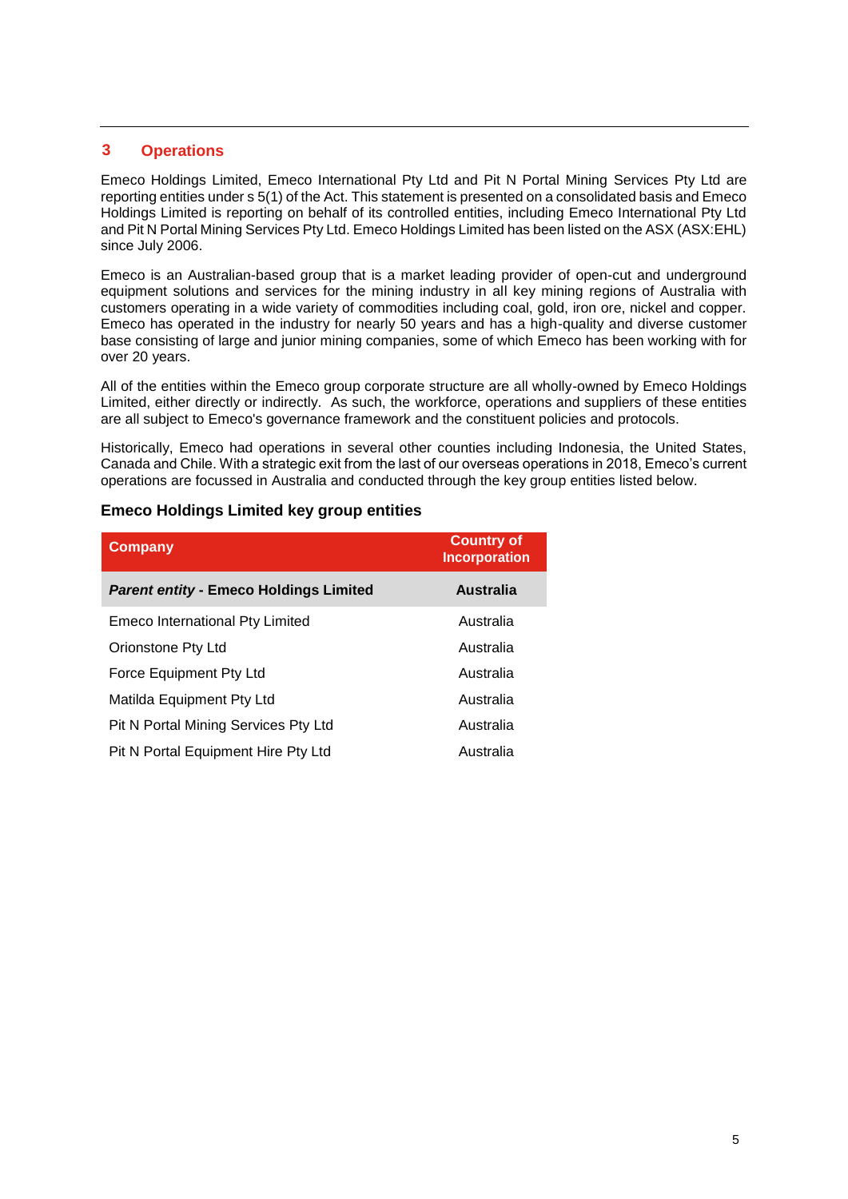## 3 Operations

Emeco Holdings Limited, Emeco International Pty Ltd and Pit N Portal Mining Services Pty Ltd are reporting entities under s 5(1) of the Act. This statement is presented on a consolidated basis and Emeco Holdings Limited is reporting on behalf of its controlled entities, including Emeco International Pty Ltd and Pit N Portal Mining Services Pty Ltd. Emeco Holdings Limited has been listed on the ASX (ASX:EHL) since July 2006.

Emeco is an Australian-based group that is a market leading provider of open-cut and underground equipment solutions and services for the mining industry in all key mining regions of Australia with customers operating in a wide variety of commodities including coal, gold, iron ore, nickel and copper. Emeco has operated in the industry for nearly 50 years and has a high-quality and diverse customer base consisting of large and junior mining companies, some of which Emeco has been working with for over 20 years.

All of the entities within the Emeco group corporate structure are all wholly-owned by Emeco Holdings Limited, either directly or indirectly. As such, the workforce, operations and suppliers of these entities are all subject to Emeco's governance framework and the constituent policies and protocols.

Historically, Emeco had operations in several other counties including Indonesia, the United States, Canada and Chile. With a strategic exit from the last of our overseas operations in 2018, Emeco's current operations are focussed in Australia and conducted through the key group entities listed below.

### Emeco Holdings Limited key group entities

| Company | Country of Incorporation |
|---|---|
| ***Parent entity* - Emeco Holdings Limited** | **Australia** |
| Emeco International Pty Limited | Australia |
| Orionstone Pty Ltd | Australia |
| Force Equipment Pty Ltd | Australia |
| Matilda Equipment Pty Ltd | Australia |
| Pit N Portal Mining Services Pty Ltd | Australia |
| Pit N Portal Equipment Hire Pty Ltd | Australia |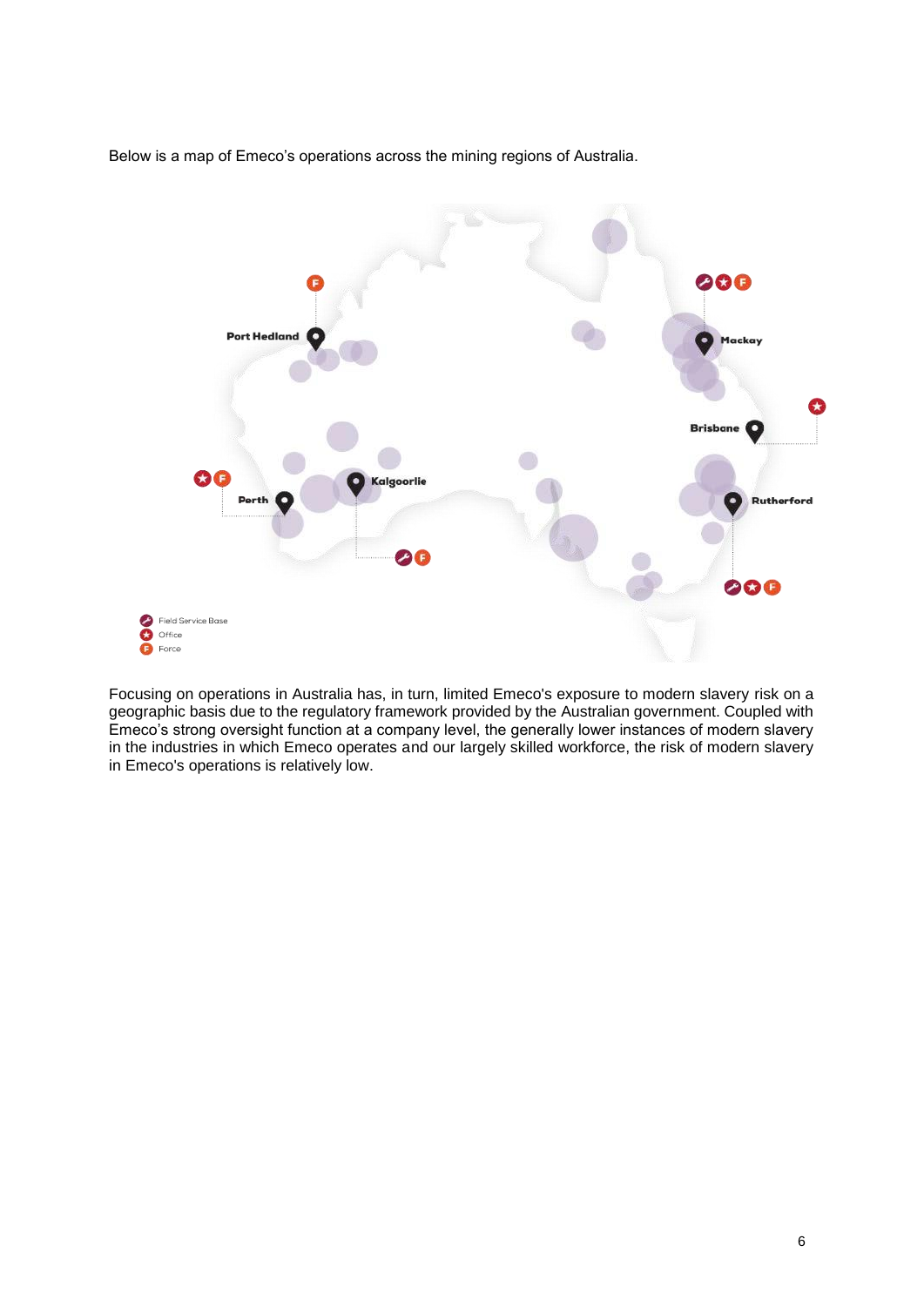Below is a map of Emeco's operations across the mining regions of Australia.

Port Hedland

Mackay

Brisbane

Kalgoorlie

Perth

Rutherford

Field Service Base

Office

Force

Focusing on operations in Australia has, in turn, limited Emeco's exposure to modern slavery risk on a geographic basis due to the regulatory framework provided by the Australian government. Coupled with Emeco's strong oversight function at a company level, the generally lower instances of modern slavery in the industries in which Emeco operates and our largely skilled workforce, the risk of modern slavery in Emeco's operations is relatively low.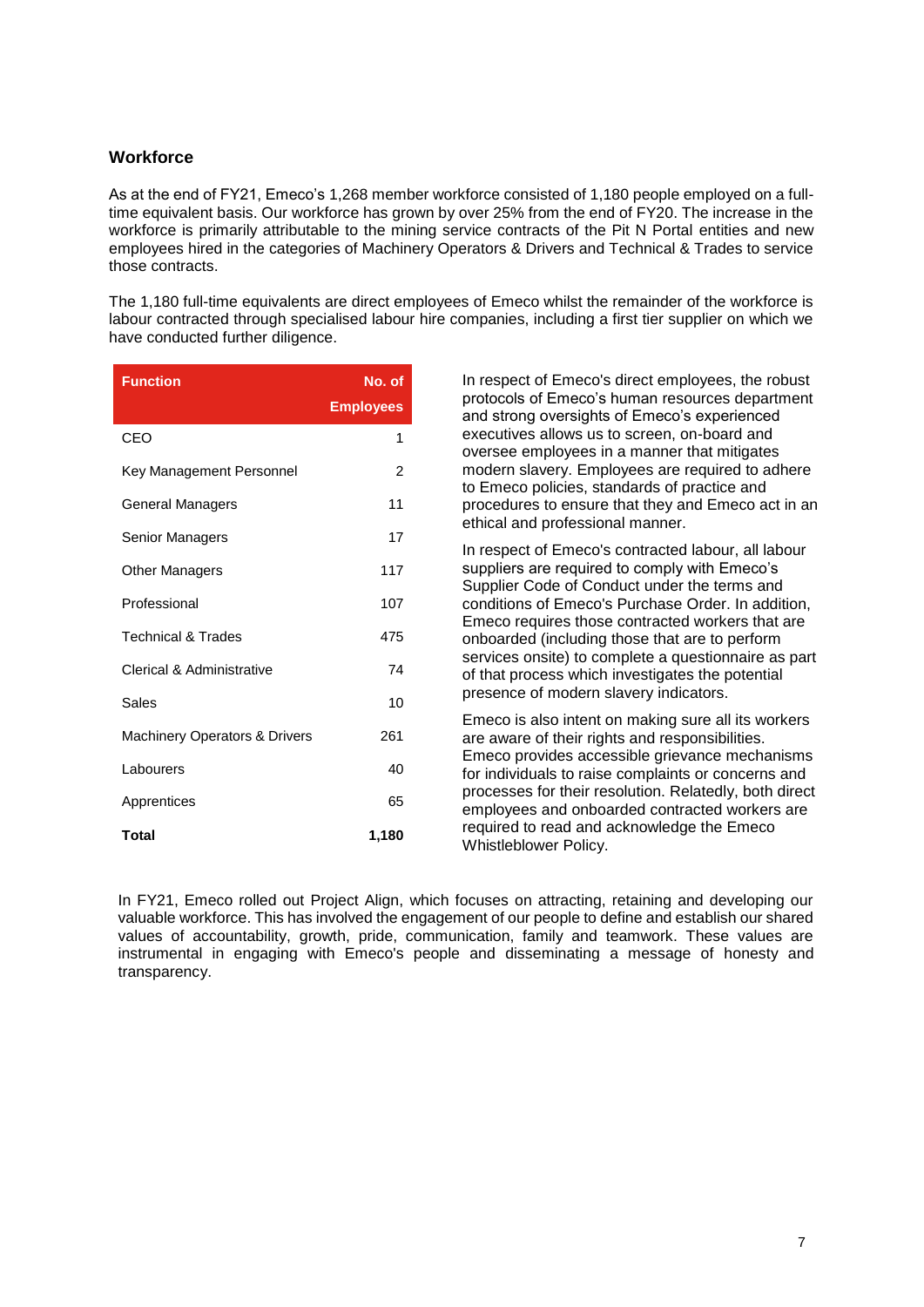## Workforce

As at the end of FY21, Emeco's 1,268 member workforce consisted of 1,180 people employed on a full-time equivalent basis. Our workforce has grown by over 25% from the end of FY20. The increase in the workforce is primarily attributable to the mining service contracts of the Pit N Portal entities and new employees hired in the categories of Machinery Operators & Drivers and Technical & Trades to service those contracts.

The 1,180 full-time equivalents are direct employees of Emeco whilst the remainder of the workforce is labour contracted through specialised labour hire companies, including a first tier supplier on which we have conducted further diligence.

| Function | No. of Employees |
|---|---|
| CEO | 1 |
| Key Management Personnel | 2 |
| General Managers | 11 |
| Senior Managers | 17 |
| Other Managers | 117 |
| Professional | 107 |
| Technical & Trades | 475 |
| Clerical & Administrative | 74 |
| Sales | 10 |
| Machinery Operators & Drivers | 261 |
| Labourers | 40 |
| Apprentices | 65 |
| **Total** | **1,180** |

In respect of Emeco's direct employees, the robust protocols of Emeco's human resources department and strong oversights of Emeco's experienced executives allows us to screen, on-board and oversee employees in a manner that mitigates modern slavery. Employees are required to adhere to Emeco policies, standards of practice and procedures to ensure that they and Emeco act in an ethical and professional manner.

In respect of Emeco's contracted labour, all labour suppliers are required to comply with Emeco's Supplier Code of Conduct under the terms and conditions of Emeco's Purchase Order. In addition, Emeco requires those contracted workers that are onboarded (including those that are to perform services onsite) to complete a questionnaire as part of that process which investigates the potential presence of modern slavery indicators.

Emeco is also intent on making sure all its workers are aware of their rights and responsibilities. Emeco provides accessible grievance mechanisms for individuals to raise complaints or concerns and processes for their resolution. Relatedly, both direct employees and onboarded contracted workers are required to read and acknowledge the Emeco Whistleblower Policy.

In FY21, Emeco rolled out Project Align, which focuses on attracting, retaining and developing our valuable workforce. This has involved the engagement of our people to define and establish our shared values of accountability, growth, pride, communication, family and teamwork. These values are instrumental in engaging with Emeco's people and disseminating a message of honesty and transparency.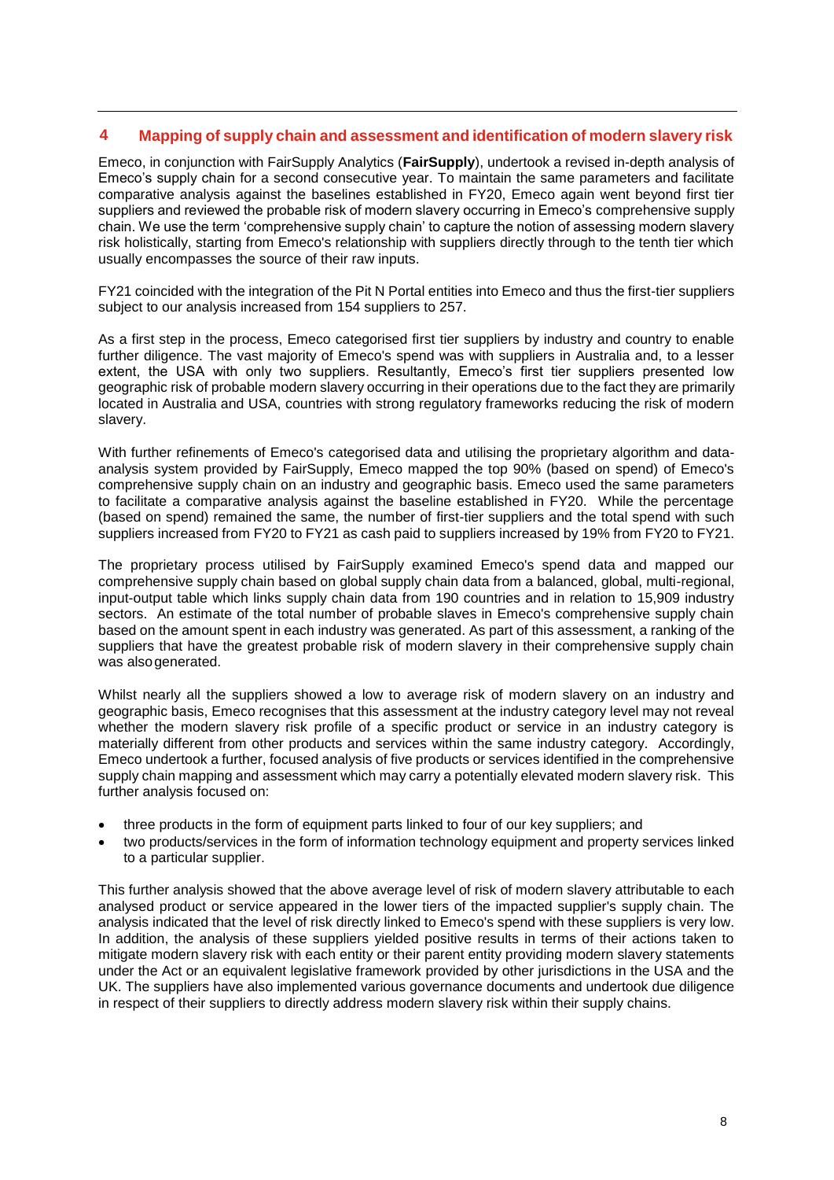## 4 Mapping of supply chain and assessment and identification of modern slavery risk

Emeco, in conjunction with FairSupply Analytics (**FairSupply**), undertook a revised in-depth analysis of Emeco's supply chain for a second consecutive year. To maintain the same parameters and facilitate comparative analysis against the baselines established in FY20, Emeco again went beyond first tier suppliers and reviewed the probable risk of modern slavery occurring in Emeco's comprehensive supply chain. We use the term 'comprehensive supply chain' to capture the notion of assessing modern slavery risk holistically, starting from Emeco's relationship with suppliers directly through to the tenth tier which usually encompasses the source of their raw inputs.

FY21 coincided with the integration of the Pit N Portal entities into Emeco and thus the first-tier suppliers subject to our analysis increased from 154 suppliers to 257.

As a first step in the process, Emeco categorised first tier suppliers by industry and country to enable further diligence. The vast majority of Emeco's spend was with suppliers in Australia and, to a lesser extent, the USA with only two suppliers. Resultantly, Emeco's first tier suppliers presented low geographic risk of probable modern slavery occurring in their operations due to the fact they are primarily located in Australia and USA, countries with strong regulatory frameworks reducing the risk of modern slavery.

With further refinements of Emeco's categorised data and utilising the proprietary algorithm and data-analysis system provided by FairSupply, Emeco mapped the top 90% (based on spend) of Emeco's comprehensive supply chain on an industry and geographic basis. Emeco used the same parameters to facilitate a comparative analysis against the baseline established in FY20. While the percentage (based on spend) remained the same, the number of first-tier suppliers and the total spend with such suppliers increased from FY20 to FY21 as cash paid to suppliers increased by 19% from FY20 to FY21.

The proprietary process utilised by FairSupply examined Emeco's spend data and mapped our comprehensive supply chain based on global supply chain data from a balanced, global, multi-regional, input-output table which links supply chain data from 190 countries and in relation to 15,909 industry sectors. An estimate of the total number of probable slaves in Emeco's comprehensive supply chain based on the amount spent in each industry was generated. As part of this assessment, a ranking of the suppliers that have the greatest probable risk of modern slavery in their comprehensive supply chain was also generated.

Whilst nearly all the suppliers showed a low to average risk of modern slavery on an industry and geographic basis, Emeco recognises that this assessment at the industry category level may not reveal whether the modern slavery risk profile of a specific product or service in an industry category is materially different from other products and services within the same industry category. Accordingly, Emeco undertook a further, focused analysis of five products or services identified in the comprehensive supply chain mapping and assessment which may carry a potentially elevated modern slavery risk. This further analysis focused on:

- three products in the form of equipment parts linked to four of our key suppliers; and
- two products/services in the form of information technology equipment and property services linked to a particular supplier.

This further analysis showed that the above average level of risk of modern slavery attributable to each analysed product or service appeared in the lower tiers of the impacted supplier's supply chain. The analysis indicated that the level of risk directly linked to Emeco's spend with these suppliers is very low. In addition, the analysis of these suppliers yielded positive results in terms of their actions taken to mitigate modern slavery risk with each entity or their parent entity providing modern slavery statements under the Act or an equivalent legislative framework provided by other jurisdictions in the USA and the UK. The suppliers have also implemented various governance documents and undertook due diligence in respect of their suppliers to directly address modern slavery risk within their supply chains.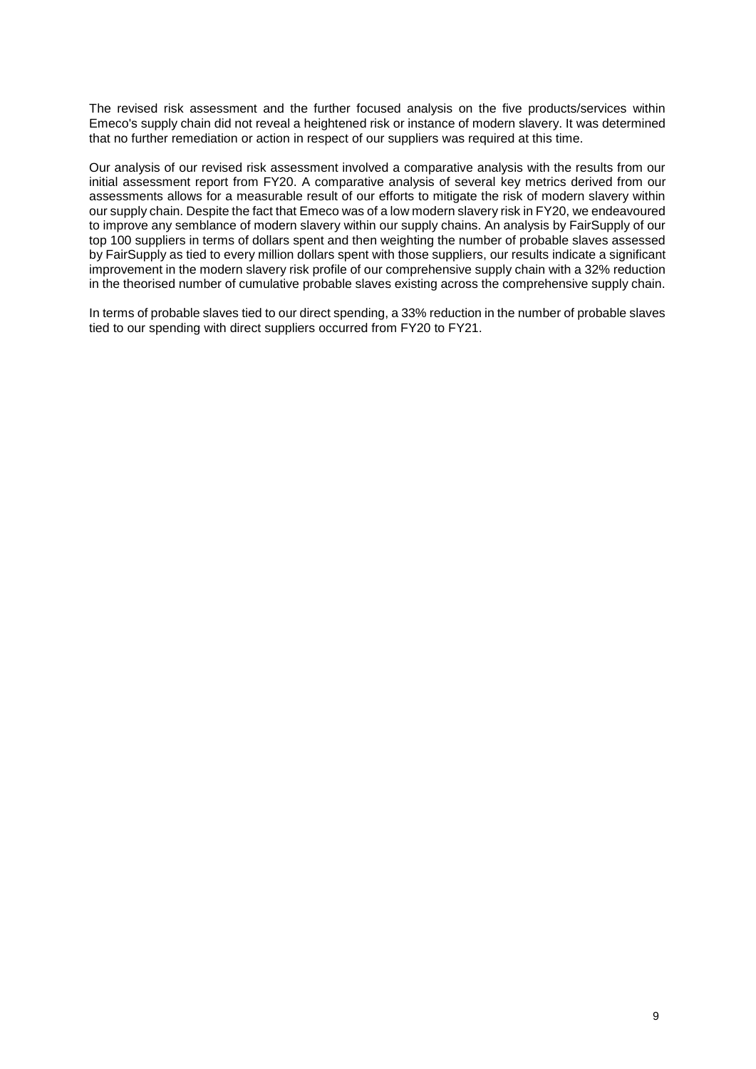The revised risk assessment and the further focused analysis on the five products/services within Emeco's supply chain did not reveal a heightened risk or instance of modern slavery. It was determined that no further remediation or action in respect of our suppliers was required at this time.

Our analysis of our revised risk assessment involved a comparative analysis with the results from our initial assessment report from FY20. A comparative analysis of several key metrics derived from our assessments allows for a measurable result of our efforts to mitigate the risk of modern slavery within our supply chain. Despite the fact that Emeco was of a low modern slavery risk in FY20, we endeavoured to improve any semblance of modern slavery within our supply chains. An analysis by FairSupply of our top 100 suppliers in terms of dollars spent and then weighting the number of probable slaves assessed by FairSupply as tied to every million dollars spent with those suppliers, our results indicate a significant improvement in the modern slavery risk profile of our comprehensive supply chain with a 32% reduction in the theorised number of cumulative probable slaves existing across the comprehensive supply chain.

In terms of probable slaves tied to our direct spending, a 33% reduction in the number of probable slaves tied to our spending with direct suppliers occurred from FY20 to FY21.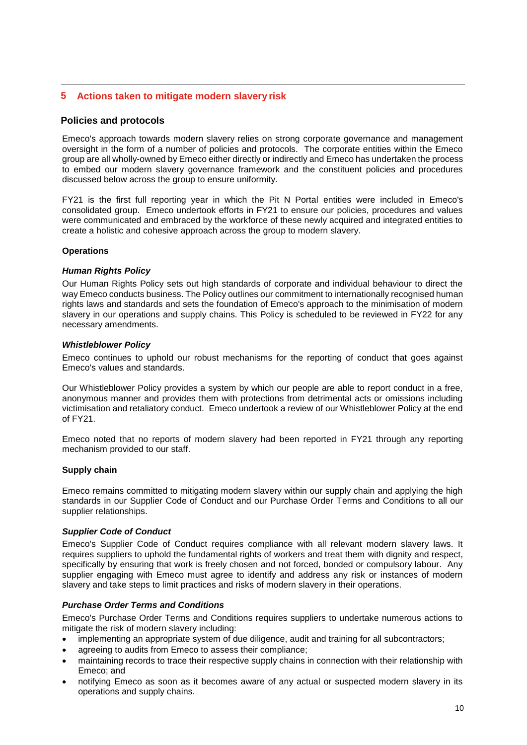## 5 Actions taken to mitigate modern slavery risk

### Policies and protocols

Emeco's approach towards modern slavery relies on strong corporate governance and management oversight in the form of a number of policies and protocols. The corporate entities within the Emeco group are all wholly-owned by Emeco either directly or indirectly and Emeco has undertaken the process to embed our modern slavery governance framework and the constituent policies and procedures discussed below across the group to ensure uniformity.

FY21 is the first full reporting year in which the Pit N Portal entities were included in Emeco's consolidated group. Emeco undertook efforts in FY21 to ensure our policies, procedures and values were communicated and embraced by the workforce of these newly acquired and integrated entities to create a holistic and cohesive approach across the group to modern slavery.

**Operations**

***Human Rights Policy***

Our Human Rights Policy sets out high standards of corporate and individual behaviour to direct the way Emeco conducts business. The Policy outlines our commitment to internationally recognised human rights laws and standards and sets the foundation of Emeco's approach to the minimisation of modern slavery in our operations and supply chains. This Policy is scheduled to be reviewed in FY22 for any necessary amendments.

***Whistleblower Policy***

Emeco continues to uphold our robust mechanisms for the reporting of conduct that goes against Emeco's values and standards.

Our Whistleblower Policy provides a system by which our people are able to report conduct in a free, anonymous manner and provides them with protections from detrimental acts or omissions including victimisation and retaliatory conduct. Emeco undertook a review of our Whistleblower Policy at the end of FY21.

Emeco noted that no reports of modern slavery had been reported in FY21 through any reporting mechanism provided to our staff.

**Supply chain**

Emeco remains committed to mitigating modern slavery within our supply chain and applying the high standards in our Supplier Code of Conduct and our Purchase Order Terms and Conditions to all our supplier relationships.

***Supplier Code of Conduct***

Emeco's Supplier Code of Conduct requires compliance with all relevant modern slavery laws. It requires suppliers to uphold the fundamental rights of workers and treat them with dignity and respect, specifically by ensuring that work is freely chosen and not forced, bonded or compulsory labour. Any supplier engaging with Emeco must agree to identify and address any risk or instances of modern slavery and take steps to limit practices and risks of modern slavery in their operations.

***Purchase Order Terms and Conditions***

Emeco's Purchase Order Terms and Conditions requires suppliers to undertake numerous actions to mitigate the risk of modern slavery including:

- implementing an appropriate system of due diligence, audit and training for all subcontractors;
- agreeing to audits from Emeco to assess their compliance;
- maintaining records to trace their respective supply chains in connection with their relationship with Emeco; and
- notifying Emeco as soon as it becomes aware of any actual or suspected modern slavery in its operations and supply chains.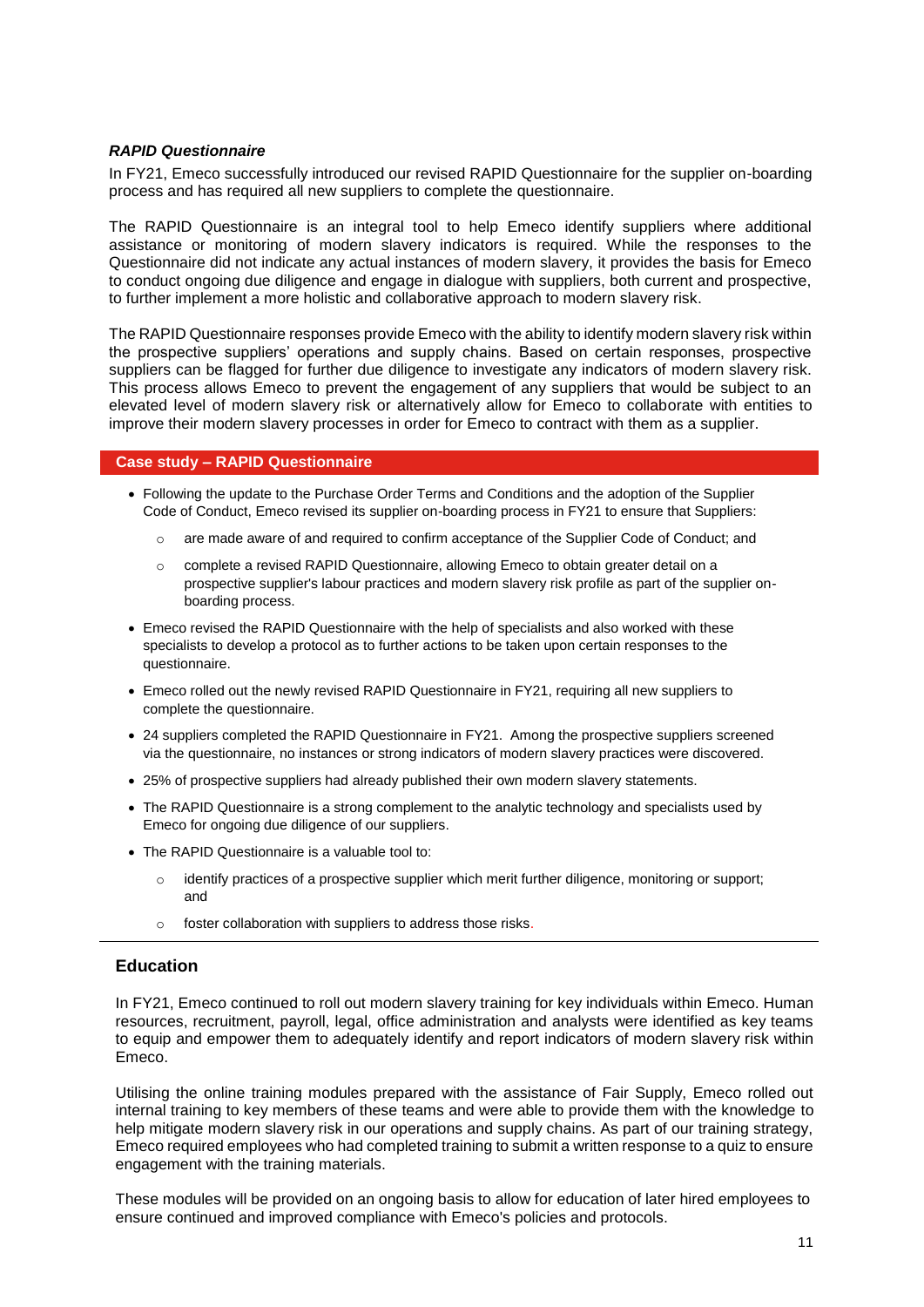***RAPID Questionnaire***

In FY21, Emeco successfully introduced our revised RAPID Questionnaire for the supplier on-boarding process and has required all new suppliers to complete the questionnaire.

The RAPID Questionnaire is an integral tool to help Emeco identify suppliers where additional assistance or monitoring of modern slavery indicators is required. While the responses to the Questionnaire did not indicate any actual instances of modern slavery, it provides the basis for Emeco to conduct ongoing due diligence and engage in dialogue with suppliers, both current and prospective, to further implement a more holistic and collaborative approach to modern slavery risk.

The RAPID Questionnaire responses provide Emeco with the ability to identify modern slavery risk within the prospective suppliers' operations and supply chains. Based on certain responses, prospective suppliers can be flagged for further due diligence to investigate any indicators of modern slavery risk. This process allows Emeco to prevent the engagement of any suppliers that would be subject to an elevated level of modern slavery risk or alternatively allow for Emeco to collaborate with entities to improve their modern slavery processes in order for Emeco to contract with them as a supplier.

**Case study – RAPID Questionnaire**

- Following the update to the Purchase Order Terms and Conditions and the adoption of the Supplier Code of Conduct, Emeco revised its supplier on-boarding process in FY21 to ensure that Suppliers:
  - are made aware of and required to confirm acceptance of the Supplier Code of Conduct; and
  - complete a revised RAPID Questionnaire, allowing Emeco to obtain greater detail on a prospective supplier's labour practices and modern slavery risk profile as part of the supplier on-boarding process.
- Emeco revised the RAPID Questionnaire with the help of specialists and also worked with these specialists to develop a protocol as to further actions to be taken upon certain responses to the questionnaire.
- Emeco rolled out the newly revised RAPID Questionnaire in FY21, requiring all new suppliers to complete the questionnaire.
- 24 suppliers completed the RAPID Questionnaire in FY21. Among the prospective suppliers screened via the questionnaire, no instances or strong indicators of modern slavery practices were discovered.
- 25% of prospective suppliers had already published their own modern slavery statements.
- The RAPID Questionnaire is a strong complement to the analytic technology and specialists used by Emeco for ongoing due diligence of our suppliers.
- The RAPID Questionnaire is a valuable tool to:
  - identify practices of a prospective supplier which merit further diligence, monitoring or support; and
  - foster collaboration with suppliers to address those risks.

## Education

In FY21, Emeco continued to roll out modern slavery training for key individuals within Emeco. Human resources, recruitment, payroll, legal, office administration and analysts were identified as key teams to equip and empower them to adequately identify and report indicators of modern slavery risk within Emeco.

Utilising the online training modules prepared with the assistance of Fair Supply, Emeco rolled out internal training to key members of these teams and were able to provide them with the knowledge to help mitigate modern slavery risk in our operations and supply chains. As part of our training strategy, Emeco required employees who had completed training to submit a written response to a quiz to ensure engagement with the training materials.

These modules will be provided on an ongoing basis to allow for education of later hired employees to ensure continued and improved compliance with Emeco's policies and protocols.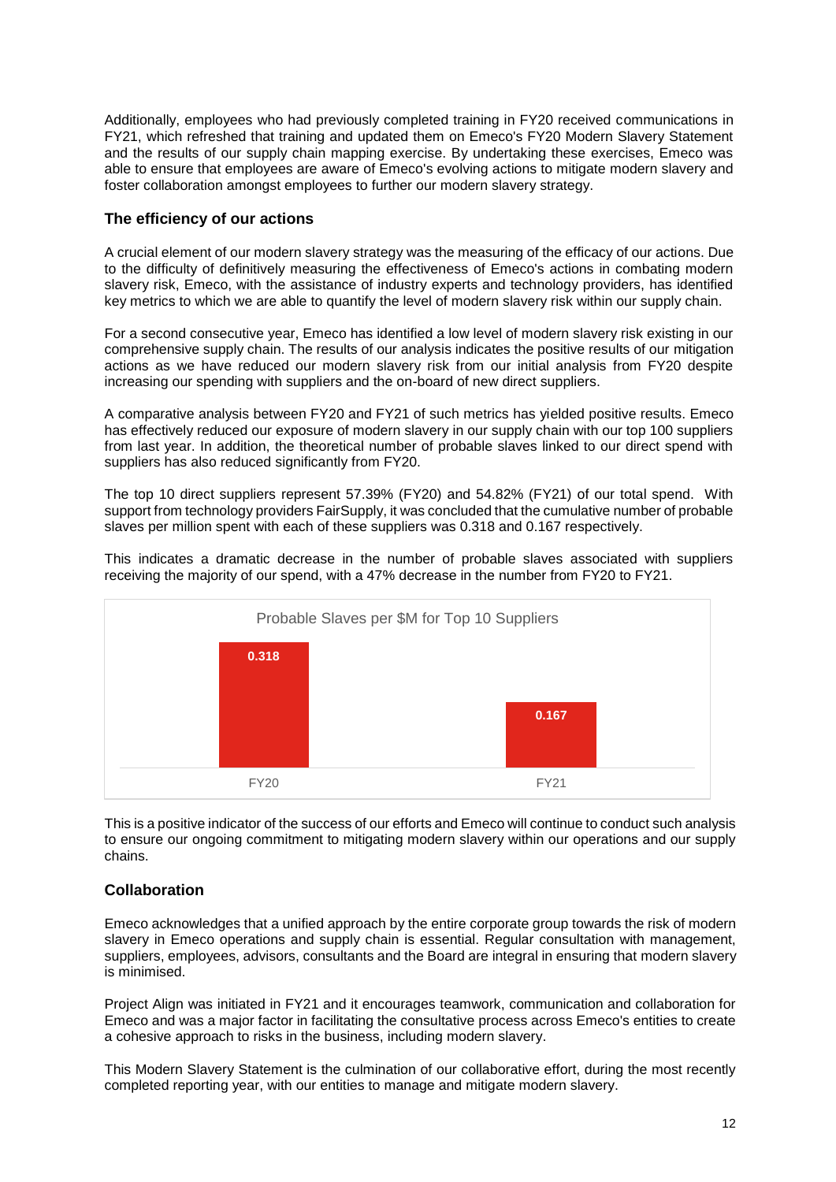Additionally, employees who had previously completed training in FY20 received communications in FY21, which refreshed that training and updated them on Emeco's FY20 Modern Slavery Statement and the results of our supply chain mapping exercise. By undertaking these exercises, Emeco was able to ensure that employees are aware of Emeco's evolving actions to mitigate modern slavery and foster collaboration amongst employees to further our modern slavery strategy.

### The efficiency of our actions

A crucial element of our modern slavery strategy was the measuring of the efficacy of our actions. Due to the difficulty of definitively measuring the effectiveness of Emeco's actions in combating modern slavery risk, Emeco, with the assistance of industry experts and technology providers, has identified key metrics to which we are able to quantify the level of modern slavery risk within our supply chain.

For a second consecutive year, Emeco has identified a low level of modern slavery risk existing in our comprehensive supply chain. The results of our analysis indicates the positive results of our mitigation actions as we have reduced our modern slavery risk from our initial analysis from FY20 despite increasing our spending with suppliers and the on-board of new direct suppliers.

A comparative analysis between FY20 and FY21 of such metrics has yielded positive results. Emeco has effectively reduced our exposure of modern slavery in our supply chain with our top 100 suppliers from last year. In addition, the theoretical number of probable slaves linked to our direct spend with suppliers has also reduced significantly from FY20.

The top 10 direct suppliers represent 57.39% (FY20) and 54.82% (FY21) of our total spend. With support from technology providers FairSupply, it was concluded that the cumulative number of probable slaves per million spent with each of these suppliers was 0.318 and 0.167 respectively.

This indicates a dramatic decrease in the number of probable slaves associated with suppliers receiving the majority of our spend, with a 47% decrease in the number from FY20 to FY21.

Probable Slaves per $M for Top 10 Suppliers

| FY20 | FY21 |
|---|---|
| 0.318 | 0.167 |

This is a positive indicator of the success of our efforts and Emeco will continue to conduct such analysis to ensure our ongoing commitment to mitigating modern slavery within our operations and our supply chains.

### Collaboration

Emeco acknowledges that a unified approach by the entire corporate group towards the risk of modern slavery in Emeco operations and supply chain is essential. Regular consultation with management, suppliers, employees, advisors, consultants and the Board are integral in ensuring that modern slavery is minimised.

Project Align was initiated in FY21 and it encourages teamwork, communication and collaboration for Emeco and was a major factor in facilitating the consultative process across Emeco's entities to create a cohesive approach to risks in the business, including modern slavery.

This Modern Slavery Statement is the culmination of our collaborative effort, during the most recently completed reporting year, with our entities to manage and mitigate modern slavery.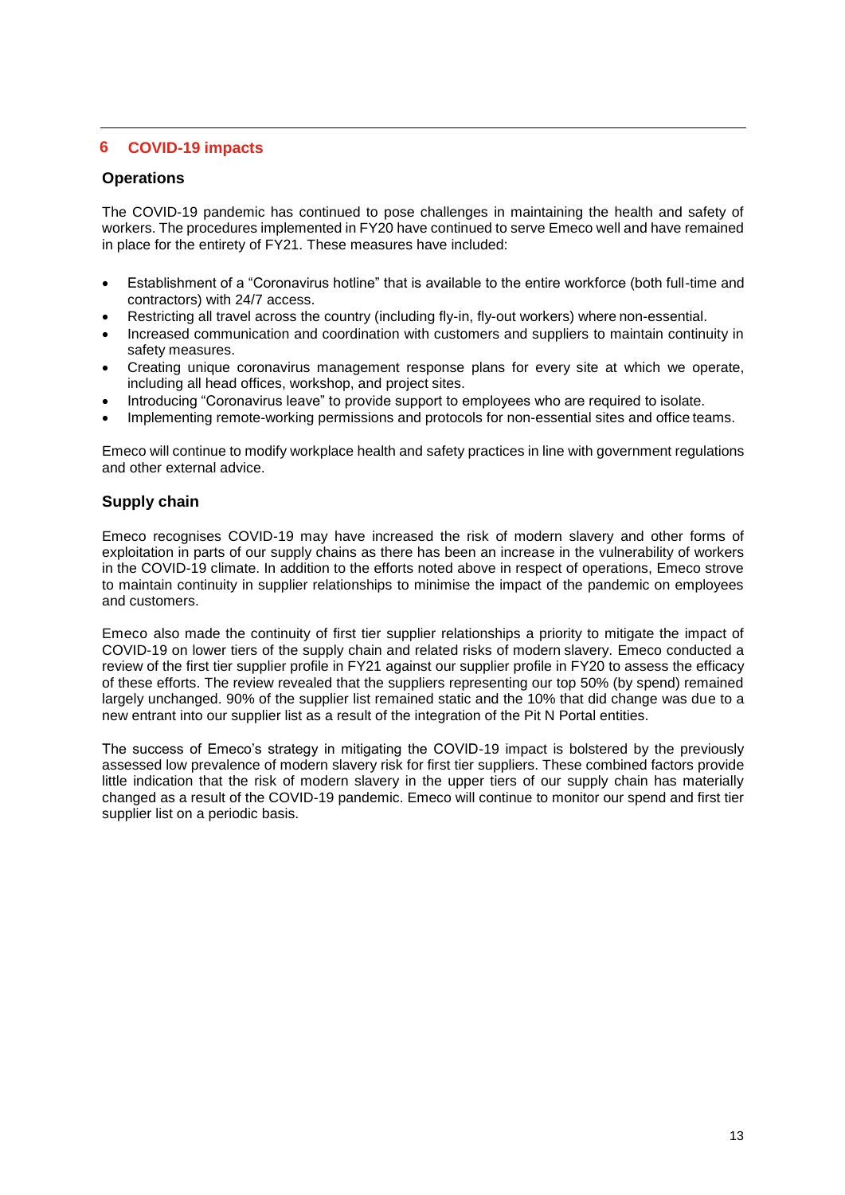## 6 COVID-19 impacts

### Operations

The COVID-19 pandemic has continued to pose challenges in maintaining the health and safety of workers. The procedures implemented in FY20 have continued to serve Emeco well and have remained in place for the entirety of FY21. These measures have included:

- Establishment of a "Coronavirus hotline" that is available to the entire workforce (both full-time and contractors) with 24/7 access.
- Restricting all travel across the country (including fly-in, fly-out workers) where non-essential.
- Increased communication and coordination with customers and suppliers to maintain continuity in safety measures.
- Creating unique coronavirus management response plans for every site at which we operate, including all head offices, workshop, and project sites.
- Introducing "Coronavirus leave" to provide support to employees who are required to isolate.
- Implementing remote-working permissions and protocols for non-essential sites and office teams.

Emeco will continue to modify workplace health and safety practices in line with government regulations and other external advice.

### Supply chain

Emeco recognises COVID-19 may have increased the risk of modern slavery and other forms of exploitation in parts of our supply chains as there has been an increase in the vulnerability of workers in the COVID-19 climate. In addition to the efforts noted above in respect of operations, Emeco strove to maintain continuity in supplier relationships to minimise the impact of the pandemic on employees and customers.

Emeco also made the continuity of first tier supplier relationships a priority to mitigate the impact of COVID-19 on lower tiers of the supply chain and related risks of modern slavery. Emeco conducted a review of the first tier supplier profile in FY21 against our supplier profile in FY20 to assess the efficacy of these efforts. The review revealed that the suppliers representing our top 50% (by spend) remained largely unchanged. 90% of the supplier list remained static and the 10% that did change was due to a new entrant into our supplier list as a result of the integration of the Pit N Portal entities.

The success of Emeco's strategy in mitigating the COVID-19 impact is bolstered by the previously assessed low prevalence of modern slavery risk for first tier suppliers. These combined factors provide little indication that the risk of modern slavery in the upper tiers of our supply chain has materially changed as a result of the COVID-19 pandemic. Emeco will continue to monitor our spend and first tier supplier list on a periodic basis.